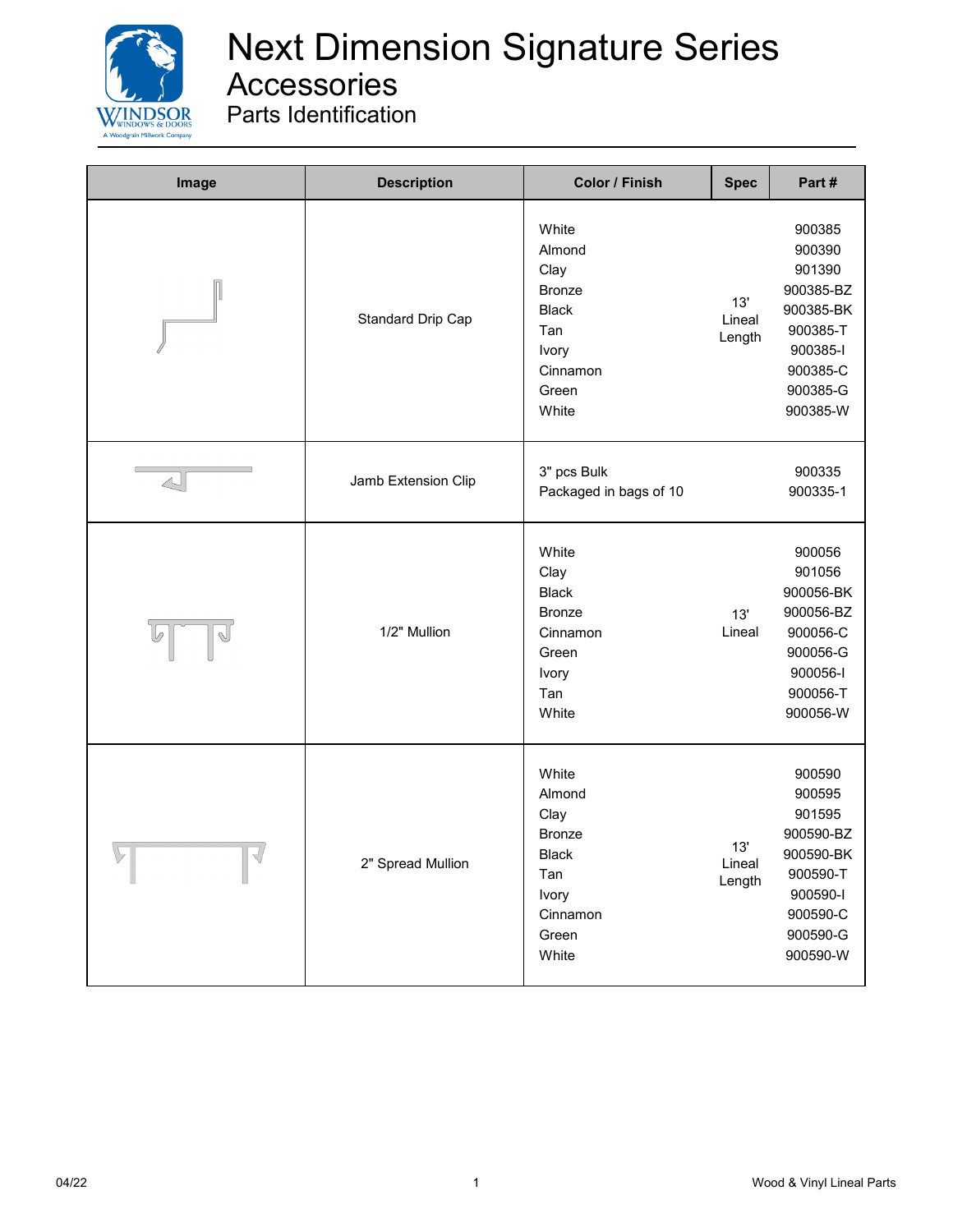# Next Dimension Signature Series

## Accessories

### Parts Identification

| Image | Description | Color / Finish | Spec | Part # |
|---|---|---|---|---|
| | Standard Drip Cap | White<br>Almond<br>Clay<br>Bronze<br>Black<br>Tan<br>Ivory<br>Cinnamon<br>Green<br>White | 13' Lineal Length | 900385<br>900390<br>901390<br>900385-BZ<br>900385-BK<br>900385-T<br>900385-I<br>900385-C<br>900385-G<br>900385-W |
| | Jamb Extension Clip | 3" pcs Bulk<br>Packaged in bags of 10 | | 900335<br>900335-1 |
| | 1/2" Mullion | White<br>Clay<br>Black<br>Bronze<br>Cinnamon<br>Green<br>Ivory<br>Tan<br>White | 13' Lineal | 900056<br>901056<br>900056-BK<br>900056-BZ<br>900056-C<br>900056-G<br>900056-I<br>900056-T<br>900056-W |
| | 2" Spread Mullion | White<br>Almond<br>Clay<br>Bronze<br>Black<br>Tan<br>Ivory<br>Cinnamon<br>Green<br>White | 13' Lineal Length | 900590<br>900595<br>901595<br>900590-BZ<br>900590-BK<br>900590-T<br>900590-I<br>900590-C<br>900590-G<br>900590-W |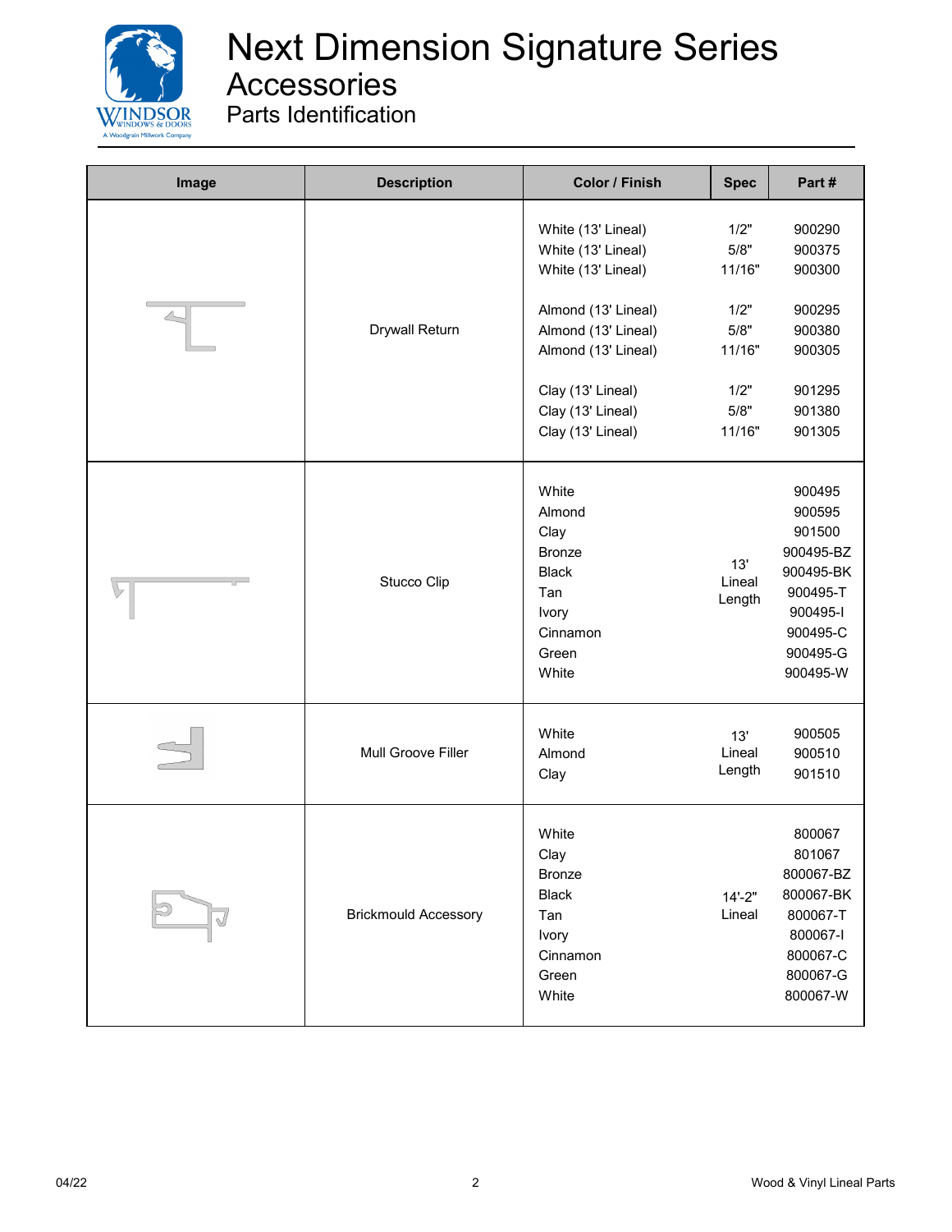# Next Dimension Signature Series

## Accessories

### Parts Identification

| Image | Description | Color / Finish | Spec | Part # |
|---|---|---|---|---|
| | Drywall Return | White (13' Lineal) | 1/2" | 900290 |
| | | White (13' Lineal) | 5/8" | 900375 |
| | | White (13' Lineal) | 11/16" | 900300 |
| | | Almond (13' Lineal) | 1/2" | 900295 |
| | | Almond (13' Lineal) | 5/8" | 900380 |
| | | Almond (13' Lineal) | 11/16" | 900305 |
| | | Clay (13' Lineal) | 1/2" | 901295 |
| | | Clay (13' Lineal) | 5/8" | 901380 |
| | | Clay (13' Lineal) | 11/16" | 901305 |
| | Stucco Clip | White | 13' Lineal Length | 900495 |
| | | Almond | | 900595 |
| | | Clay | | 901500 |
| | | Bronze | | 900495-BZ |
| | | Black | | 900495-BK |
| | | Tan | | 900495-T |
| | | Ivory | | 900495-I |
| | | Cinnamon | | 900495-C |
| | | Green | | 900495-G |
| | | White | | 900495-W |
| | Mull Groove Filler | White | 13' Lineal Length | 900505 |
| | | Almond | | 900510 |
| | | Clay | | 901510 |
| | Brickmould Accessory | White | 14'-2" Lineal | 800067 |
| | | Clay | | 801067 |
| | | Bronze | | 800067-BZ |
| | | Black | | 800067-BK |
| | | Tan | | 800067-T |
| | | Ivory | | 800067-I |
| | | Cinnamon | | 800067-C |
| | | Green | | 800067-G |
| | | White | | 800067-W |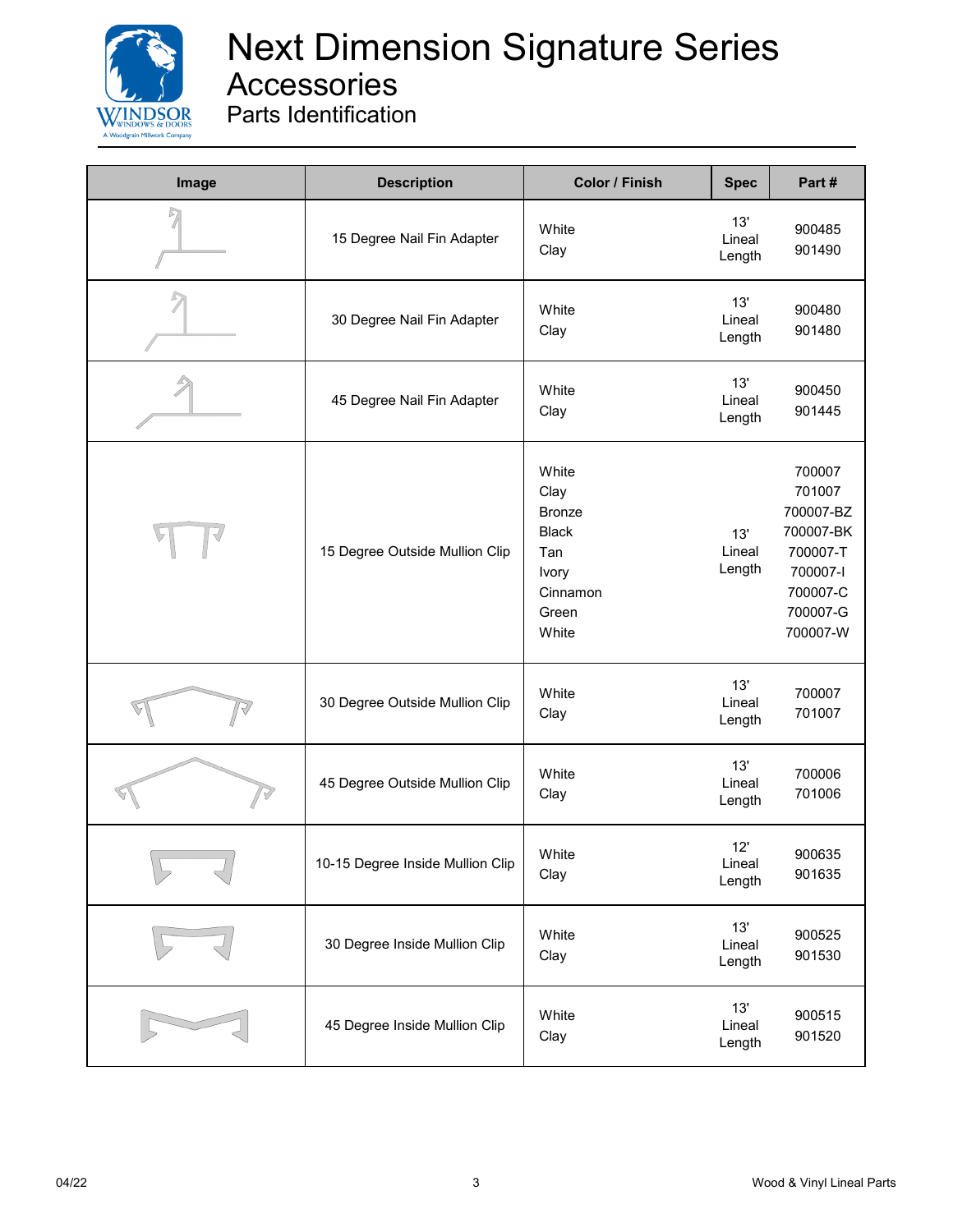# Next Dimension Signature Series

## Accessories

### Parts Identification

| Image | Description | Color / Finish | Spec | Part # |
|---|---|---|---|---|
| | 15 Degree Nail Fin Adapter | White<br>Clay | 13' Lineal Length | 900485<br>901490 |
| | 30 Degree Nail Fin Adapter | White<br>Clay | 13' Lineal Length | 900480<br>901480 |
| | 45 Degree Nail Fin Adapter | White<br>Clay | 13' Lineal Length | 900450<br>901445 |
| | 15 Degree Outside Mullion Clip | White<br>Clay<br>Bronze<br>Black<br>Tan<br>Ivory<br>Cinnamon<br>Green<br>White | 13' Lineal Length | 700007<br>701007<br>700007-BZ<br>700007-BK<br>700007-T<br>700007-I<br>700007-C<br>700007-G<br>700007-W |
| | 30 Degree Outside Mullion Clip | White<br>Clay | 13' Lineal Length | 700007<br>701007 |
| | 45 Degree Outside Mullion Clip | White<br>Clay | 13' Lineal Length | 700006<br>701006 |
| | 10-15 Degree Inside Mullion Clip | White<br>Clay | 12' Lineal Length | 900635<br>901635 |
| | 30 Degree Inside Mullion Clip | White<br>Clay | 13' Lineal Length | 900525<br>901530 |
| | 45 Degree Inside Mullion Clip | White<br>Clay | 13' Lineal Length | 900515<br>901520 |

04/22 Wood & Vinyl Lineal Parts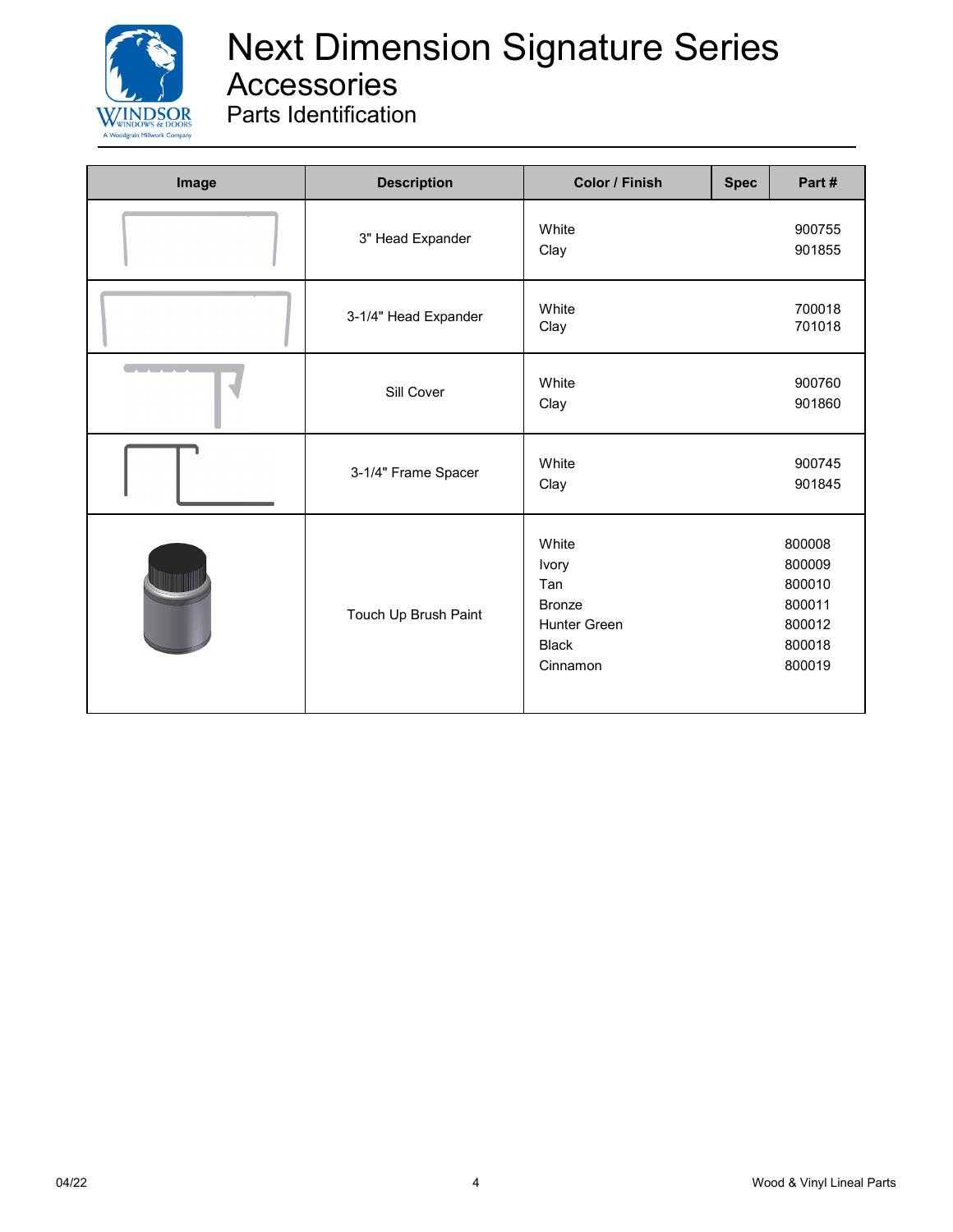# Next Dimension Signature Series

## Accessories

### Parts Identification

| Image | Description | Color / Finish | Spec | Part # |
|---|---|---|---|---|
| | 3" Head Expander | White<br>Clay | | 900755<br>901855 |
| | 3-1/4" Head Expander | White<br>Clay | | 700018<br>701018 |
| | Sill Cover | White<br>Clay | | 900760<br>901860 |
| | 3-1/4" Frame Spacer | White<br>Clay | | 900745<br>901845 |
| | Touch Up Brush Paint | White<br>Ivory<br>Tan<br>Bronze<br>Hunter Green<br>Black<br>Cinnamon | | 800008<br>800009<br>800010<br>800011<br>800012<br>800018<br>800019 |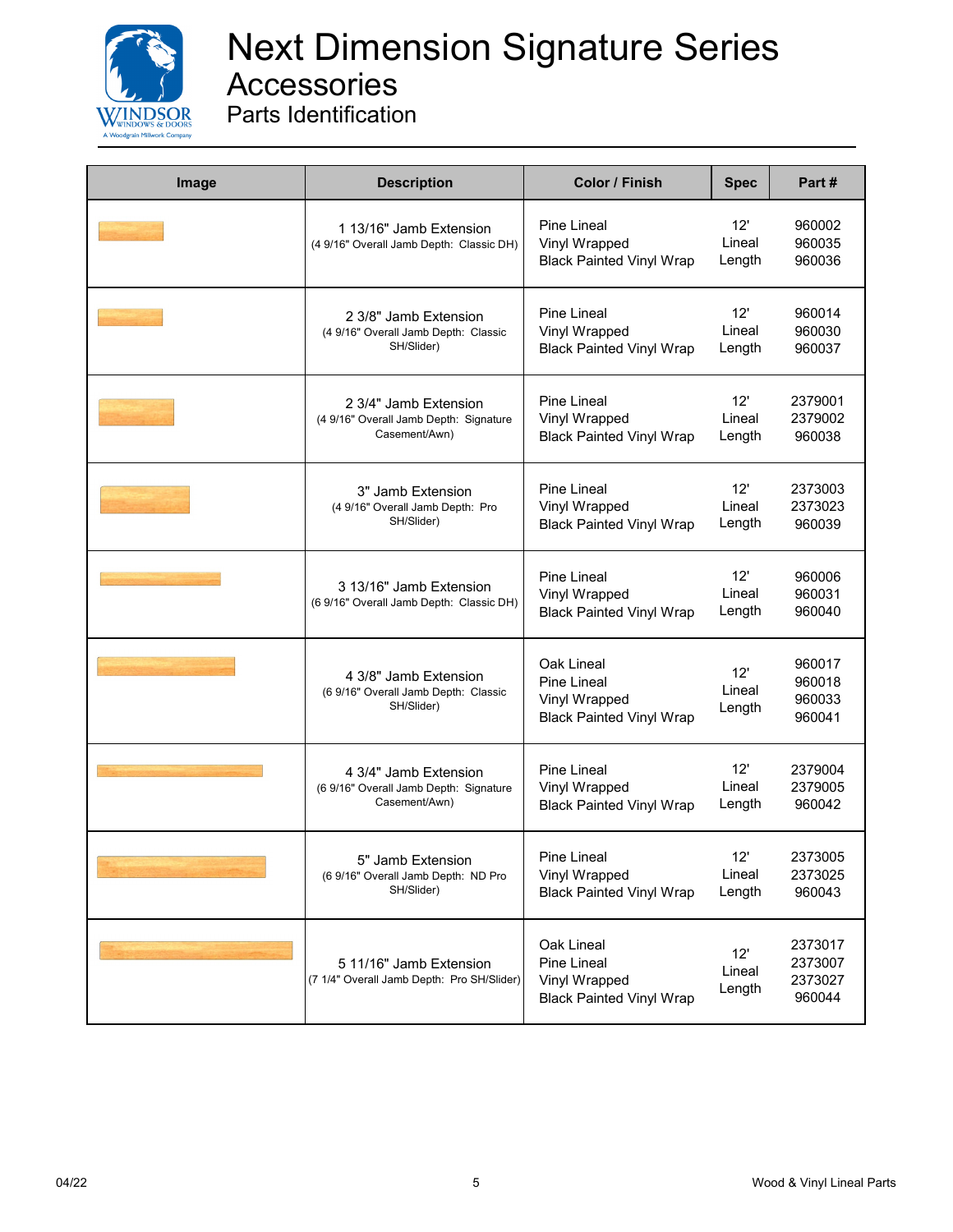# Next Dimension Signature Series

## Accessories

### Parts Identification

| Image | Description | Color / Finish | Spec | Part # |
|---|---|---|---|---|
| | 1 13/16" Jamb Extension (4 9/16" Overall Jamb Depth: Classic DH) | Pine Lineal<br>Vinyl Wrapped<br>Black Painted Vinyl Wrap | 12' Lineal Length | 960002<br>960035<br>960036 |
| | 2 3/8" Jamb Extension (4 9/16" Overall Jamb Depth: Classic SH/Slider) | Pine Lineal<br>Vinyl Wrapped<br>Black Painted Vinyl Wrap | 12' Lineal Length | 960014<br>960030<br>960037 |
| | 2 3/4" Jamb Extension (4 9/16" Overall Jamb Depth: Signature Casement/Awn) | Pine Lineal<br>Vinyl Wrapped<br>Black Painted Vinyl Wrap | 12' Lineal Length | 2379001<br>2379002<br>960038 |
| | 3" Jamb Extension (4 9/16" Overall Jamb Depth: Pro SH/Slider) | Pine Lineal<br>Vinyl Wrapped<br>Black Painted Vinyl Wrap | 12' Lineal Length | 2373003<br>2373023<br>960039 |
| | 3 13/16" Jamb Extension (6 9/16" Overall Jamb Depth: Classic DH) | Pine Lineal<br>Vinyl Wrapped<br>Black Painted Vinyl Wrap | 12' Lineal Length | 960006<br>960031<br>960040 |
| | 4 3/8" Jamb Extension (6 9/16" Overall Jamb Depth: Classic SH/Slider) | Oak Lineal<br>Pine Lineal<br>Vinyl Wrapped<br>Black Painted Vinyl Wrap | 12' Lineal Length | 960017<br>960018<br>960033<br>960041 |
| | 4 3/4" Jamb Extension (6 9/16" Overall Jamb Depth: Signature Casement/Awn) | Pine Lineal<br>Vinyl Wrapped<br>Black Painted Vinyl Wrap | 12' Lineal Length | 2379004<br>2379005<br>960042 |
| | 5" Jamb Extension (6 9/16" Overall Jamb Depth: ND Pro SH/Slider) | Pine Lineal<br>Vinyl Wrapped<br>Black Painted Vinyl Wrap | 12' Lineal Length | 2373005<br>2373025<br>960043 |
| | 5 11/16" Jamb Extension (7 1/4" Overall Jamb Depth: Pro SH/Slider) | Oak Lineal<br>Pine Lineal<br>Vinyl Wrapped<br>Black Painted Vinyl Wrap | 12' Lineal Length | 2373017<br>2373007<br>2373027<br>960044 |

04/22

Wood & Vinyl Lineal Parts